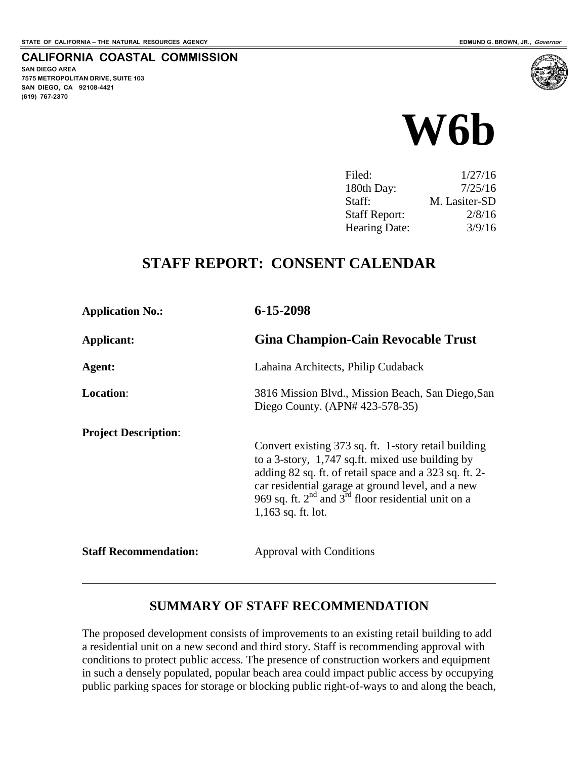STATE OF CALIFORNIA -- THE NATURAL RESOURCES AGENCY

EDMUND G. BROWN, JR., *Governor*

**CALIFORNIA COASTAL COMMISSION**
SAN DIEGO AREA
7575 METROPOLITAN DRIVE, SUITE 103
SAN DIEGO, CA 92108-4421
(619) 767-2370

# W6b

| | |
|---|---|
| Filed: | 1/27/16 |
| 180th Day: | 7/25/16 |
| Staff: | M. Lasiter-SD |
| Staff Report: | 2/8/16 |
| Hearing Date: | 3/9/16 |

## STAFF REPORT: CONSENT CALENDAR

**Application No.:** **6-15-2098**

**Applicant:** **Gina Champion-Cain Revocable Trust**

**Agent:** Lahaina Architects, Philip Cudaback

**Location**: 3816 Mission Blvd., Mission Beach, San Diego,San Diego County. (APN# 423-578-35)

**Project Description**: Convert existing 373 sq. ft. 1-story retail building to a 3-story, 1,747 sq.ft. mixed use building by adding 82 sq. ft. of retail space and a 323 sq. ft. 2-car residential garage at ground level, and a new 969 sq. ft. 2nd and 3rd floor residential unit on a 1,163 sq. ft. lot.

**Staff Recommendation:** Approval with Conditions

---

## SUMMARY OF STAFF RECOMMENDATION

The proposed development consists of improvements to an existing retail building to add a residential unit on a new second and third story. Staff is recommending approval with conditions to protect public access. The presence of construction workers and equipment in such a densely populated, popular beach area could impact public access by occupying public parking spaces for storage or blocking public right-of-ways to and along the beach,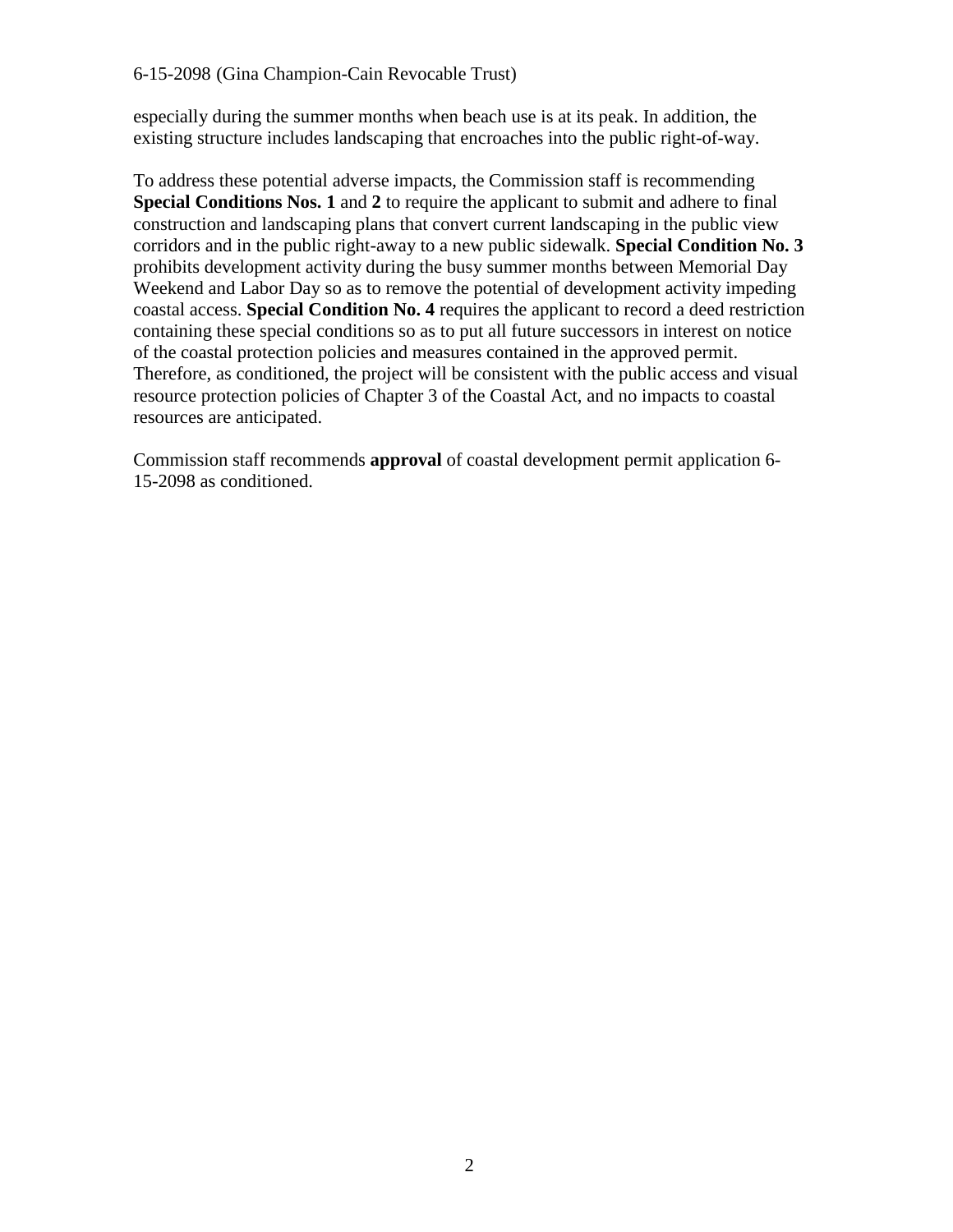especially during the summer months when beach use is at its peak. In addition, the existing structure includes landscaping that encroaches into the public right-of-way.

To address these potential adverse impacts, the Commission staff is recommending **Special Conditions Nos. 1** and **2** to require the applicant to submit and adhere to final construction and landscaping plans that convert current landscaping in the public view corridors and in the public right-away to a new public sidewalk. **Special Condition No. 3** prohibits development activity during the busy summer months between Memorial Day Weekend and Labor Day so as to remove the potential of development activity impeding coastal access. **Special Condition No. 4** requires the applicant to record a deed restriction containing these special conditions so as to put all future successors in interest on notice of the coastal protection policies and measures contained in the approved permit. Therefore, as conditioned, the project will be consistent with the public access and visual resource protection policies of Chapter 3 of the Coastal Act, and no impacts to coastal resources are anticipated.

Commission staff recommends **approval** of coastal development permit application 6-15-2098 as conditioned.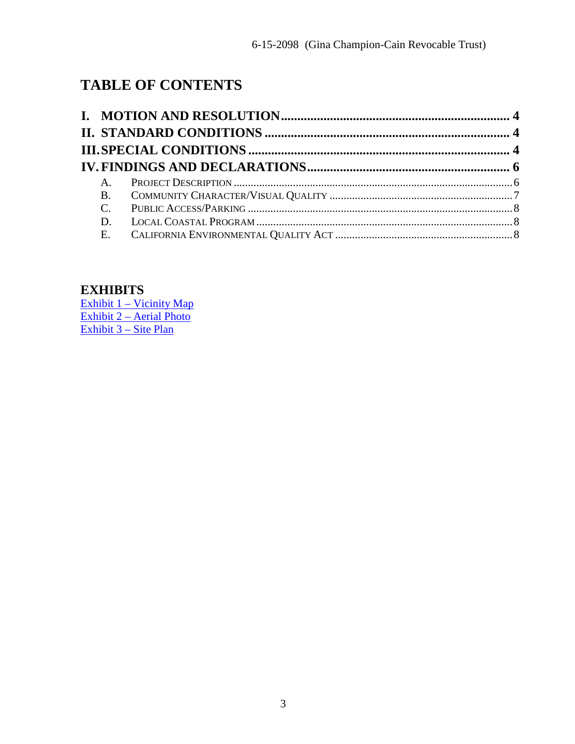## TABLE OF CONTENTS

**I. MOTION AND RESOLUTION ........................................................................ 4**
**II. STANDARD CONDITIONS ......................................................................... 4**
**III. SPECIAL CONDITIONS ............................................................................ 4**
**IV. FINDINGS AND DECLARATIONS ............................................................. 6**

- A. PROJECT DESCRIPTION ........................................................................ 6
- B. COMMUNITY CHARACTER/VISUAL QUALITY ............................................ 7
- C. PUBLIC ACCESS/PARKING ....................................................................... 8
- D. LOCAL COASTAL PROGRAM ..................................................................... 8
- E. CALIFORNIA ENVIRONMENTAL QUALITY ACT ........................................... 8

### EXHIBITS

Exhibit 1 – Vicinity Map
Exhibit 2 – Aerial Photo
Exhibit 3 – Site Plan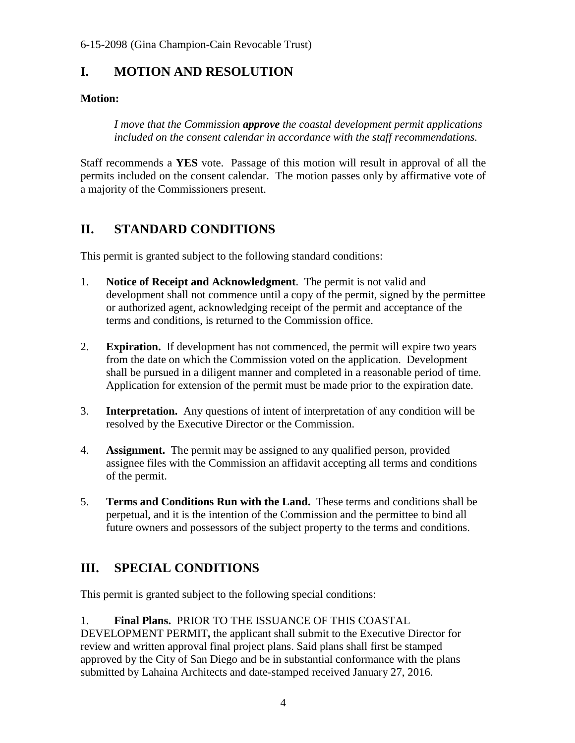## I. MOTION AND RESOLUTION

**Motion:**

> *I move that the Commission* ***approve*** *the coastal development permit applications included on the consent calendar in accordance with the staff recommendations.*

Staff recommends a **YES** vote. Passage of this motion will result in approval of all the permits included on the consent calendar. The motion passes only by affirmative vote of a majority of the Commissioners present.

## II. STANDARD CONDITIONS

This permit is granted subject to the following standard conditions:

1. **Notice of Receipt and Acknowledgment**. The permit is not valid and development shall not commence until a copy of the permit, signed by the permittee or authorized agent, acknowledging receipt of the permit and acceptance of the terms and conditions, is returned to the Commission office.

2. **Expiration.** If development has not commenced, the permit will expire two years from the date on which the Commission voted on the application. Development shall be pursued in a diligent manner and completed in a reasonable period of time. Application for extension of the permit must be made prior to the expiration date.

3. **Interpretation.** Any questions of intent of interpretation of any condition will be resolved by the Executive Director or the Commission.

4. **Assignment.** The permit may be assigned to any qualified person, provided assignee files with the Commission an affidavit accepting all terms and conditions of the permit.

5. **Terms and Conditions Run with the Land.** These terms and conditions shall be perpetual, and it is the intention of the Commission and the permittee to bind all future owners and possessors of the subject property to the terms and conditions.

## III. SPECIAL CONDITIONS

This permit is granted subject to the following special conditions:

1. **Final Plans.** PRIOR TO THE ISSUANCE OF THIS COASTAL DEVELOPMENT PERMIT**,** the applicant shall submit to the Executive Director for review and written approval final project plans. Said plans shall first be stamped approved by the City of San Diego and be in substantial conformance with the plans submitted by Lahaina Architects and date-stamped received January 27, 2016.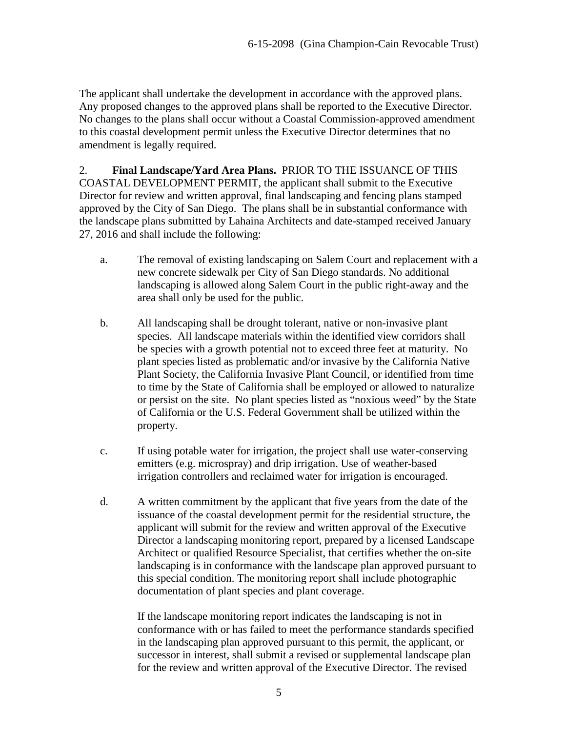The applicant shall undertake the development in accordance with the approved plans. Any proposed changes to the approved plans shall be reported to the Executive Director. No changes to the plans shall occur without a Coastal Commission-approved amendment to this coastal development permit unless the Executive Director determines that no amendment is legally required.

2. **Final Landscape/Yard Area Plans.** PRIOR TO THE ISSUANCE OF THIS COASTAL DEVELOPMENT PERMIT, the applicant shall submit to the Executive Director for review and written approval, final landscaping and fencing plans stamped approved by the City of San Diego. The plans shall be in substantial conformance with the landscape plans submitted by Lahaina Architects and date-stamped received January 27, 2016 and shall include the following:

a. The removal of existing landscaping on Salem Court and replacement with a new concrete sidewalk per City of San Diego standards. No additional landscaping is allowed along Salem Court in the public right-away and the area shall only be used for the public.

b. All landscaping shall be drought tolerant, native or non-invasive plant species. All landscape materials within the identified view corridors shall be species with a growth potential not to exceed three feet at maturity. No plant species listed as problematic and/or invasive by the California Native Plant Society, the California Invasive Plant Council, or identified from time to time by the State of California shall be employed or allowed to naturalize or persist on the site. No plant species listed as "noxious weed" by the State of California or the U.S. Federal Government shall be utilized within the property.

c. If using potable water for irrigation, the project shall use water-conserving emitters (e.g. microspray) and drip irrigation. Use of weather-based irrigation controllers and reclaimed water for irrigation is encouraged.

d. A written commitment by the applicant that five years from the date of the issuance of the coastal development permit for the residential structure, the applicant will submit for the review and written approval of the Executive Director a landscaping monitoring report, prepared by a licensed Landscape Architect or qualified Resource Specialist, that certifies whether the on-site landscaping is in conformance with the landscape plan approved pursuant to this special condition. The monitoring report shall include photographic documentation of plant species and plant coverage.

   If the landscape monitoring report indicates the landscaping is not in conformance with or has failed to meet the performance standards specified in the landscaping plan approved pursuant to this permit, the applicant, or successor in interest, shall submit a revised or supplemental landscape plan for the review and written approval of the Executive Director. The revised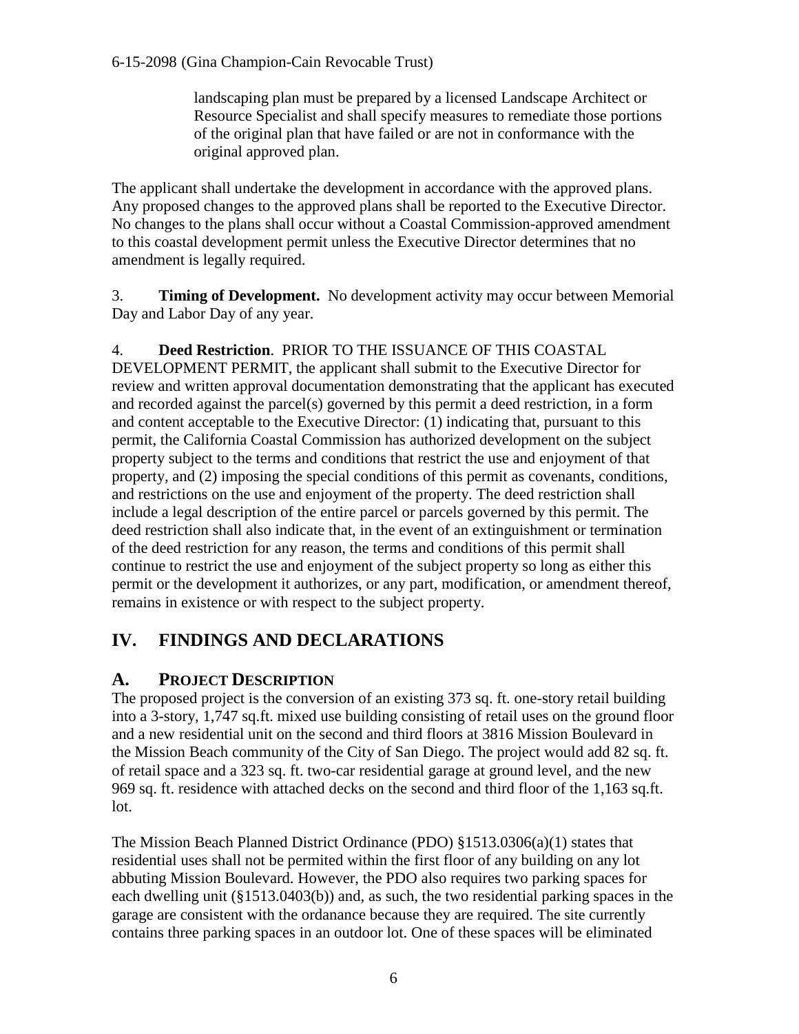landscaping plan must be prepared by a licensed Landscape Architect or Resource Specialist and shall specify measures to remediate those portions of the original plan that have failed or are not in conformance with the original approved plan.

The applicant shall undertake the development in accordance with the approved plans. Any proposed changes to the approved plans shall be reported to the Executive Director. No changes to the plans shall occur without a Coastal Commission-approved amendment to this coastal development permit unless the Executive Director determines that no amendment is legally required.

3. **Timing of Development.** No development activity may occur between Memorial Day and Labor Day of any year.

4. **Deed Restriction**. PRIOR TO THE ISSUANCE OF THIS COASTAL DEVELOPMENT PERMIT, the applicant shall submit to the Executive Director for review and written approval documentation demonstrating that the applicant has executed and recorded against the parcel(s) governed by this permit a deed restriction, in a form and content acceptable to the Executive Director: (1) indicating that, pursuant to this permit, the California Coastal Commission has authorized development on the subject property subject to the terms and conditions that restrict the use and enjoyment of that property, and (2) imposing the special conditions of this permit as covenants, conditions, and restrictions on the use and enjoyment of the property. The deed restriction shall include a legal description of the entire parcel or parcels governed by this permit. The deed restriction shall also indicate that, in the event of an extinguishment or termination of the deed restriction for any reason, the terms and conditions of this permit shall continue to restrict the use and enjoyment of the subject property so long as either this permit or the development it authorizes, or any part, modification, or amendment thereof, remains in existence or with respect to the subject property.

# IV. FINDINGS AND DECLARATIONS

## A. PROJECT DESCRIPTION

The proposed project is the conversion of an existing 373 sq. ft. one-story retail building into a 3-story, 1,747 sq.ft. mixed use building consisting of retail uses on the ground floor and a new residential unit on the second and third floors at 3816 Mission Boulevard in the Mission Beach community of the City of San Diego. The project would add 82 sq. ft. of retail space and a 323 sq. ft. two-car residential garage at ground level, and the new 969 sq. ft. residence with attached decks on the second and third floor of the 1,163 sq.ft. lot.

The Mission Beach Planned District Ordinance (PDO) §1513.0306(a)(1) states that residential uses shall not be permited within the first floor of any building on any lot abbuting Mission Boulevard. However, the PDO also requires two parking spaces for each dwelling unit (§1513.0403(b)) and, as such, the two residential parking spaces in the garage are consistent with the ordanance because they are required. The site currently contains three parking spaces in an outdoor lot. One of these spaces will be eliminated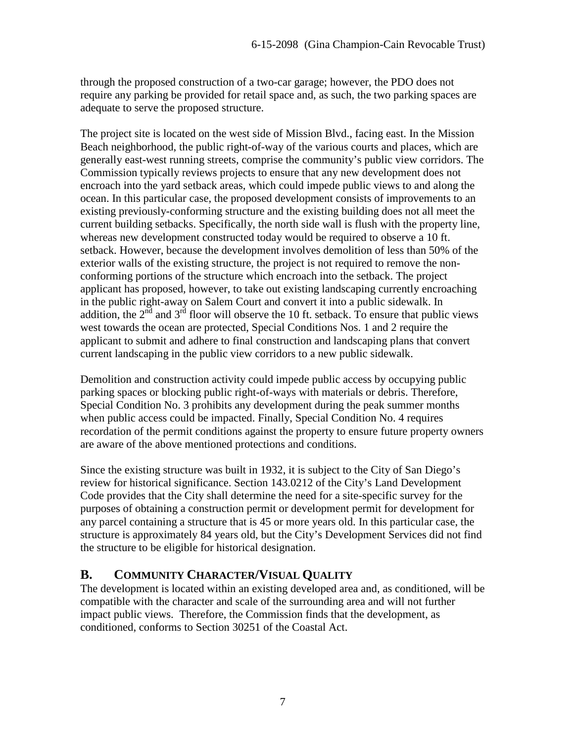through the proposed construction of a two-car garage; however, the PDO does not require any parking be provided for retail space and, as such, the two parking spaces are adequate to serve the proposed structure.

The project site is located on the west side of Mission Blvd., facing east. In the Mission Beach neighborhood, the public right-of-way of the various courts and places, which are generally east-west running streets, comprise the community's public view corridors. The Commission typically reviews projects to ensure that any new development does not encroach into the yard setback areas, which could impede public views to and along the ocean. In this particular case, the proposed development consists of improvements to an existing previously-conforming structure and the existing building does not all meet the current building setbacks. Specifically, the north side wall is flush with the property line, whereas new development constructed today would be required to observe a 10 ft. setback. However, because the development involves demolition of less than 50% of the exterior walls of the existing structure, the project is not required to remove the non-conforming portions of the structure which encroach into the setback. The project applicant has proposed, however, to take out existing landscaping currently encroaching in the public right-away on Salem Court and convert it into a public sidewalk. In addition, the 2nd and 3rd floor will observe the 10 ft. setback. To ensure that public views west towards the ocean are protected, Special Conditions Nos. 1 and 2 require the applicant to submit and adhere to final construction and landscaping plans that convert current landscaping in the public view corridors to a new public sidewalk.

Demolition and construction activity could impede public access by occupying public parking spaces or blocking public right-of-ways with materials or debris. Therefore, Special Condition No. 3 prohibits any development during the peak summer months when public access could be impacted. Finally, Special Condition No. 4 requires recordation of the permit conditions against the property to ensure future property owners are aware of the above mentioned protections and conditions.

Since the existing structure was built in 1932, it is subject to the City of San Diego's review for historical significance. Section 143.0212 of the City's Land Development Code provides that the City shall determine the need for a site-specific survey for the purposes of obtaining a construction permit or development permit for development for any parcel containing a structure that is 45 or more years old. In this particular case, the structure is approximately 84 years old, but the City's Development Services did not find the structure to be eligible for historical designation.

## B. COMMUNITY CHARACTER/VISUAL QUALITY

The development is located within an existing developed area and, as conditioned, will be compatible with the character and scale of the surrounding area and will not further impact public views. Therefore, the Commission finds that the development, as conditioned, conforms to Section 30251 of the Coastal Act.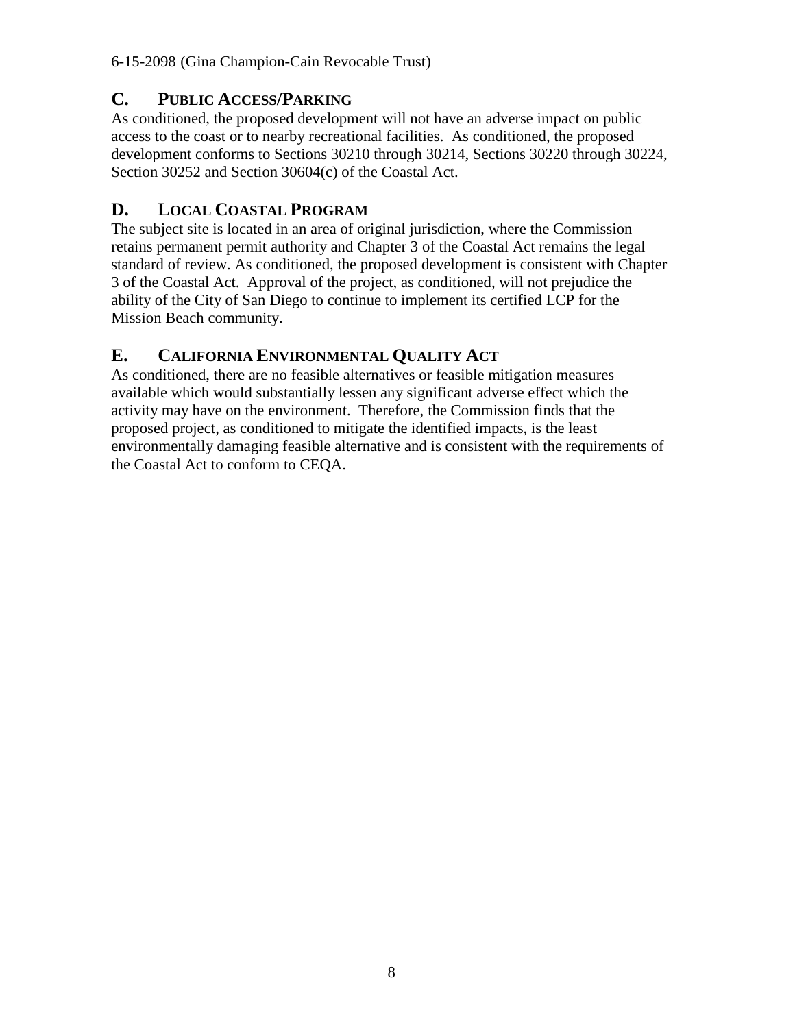## C. PUBLIC ACCESS/PARKING

As conditioned, the proposed development will not have an adverse impact on public access to the coast or to nearby recreational facilities. As conditioned, the proposed development conforms to Sections 30210 through 30214, Sections 30220 through 30224, Section 30252 and Section 30604(c) of the Coastal Act.

## D. LOCAL COASTAL PROGRAM

The subject site is located in an area of original jurisdiction, where the Commission retains permanent permit authority and Chapter 3 of the Coastal Act remains the legal standard of review. As conditioned, the proposed development is consistent with Chapter 3 of the Coastal Act. Approval of the project, as conditioned, will not prejudice the ability of the City of San Diego to continue to implement its certified LCP for the Mission Beach community.

## E. CALIFORNIA ENVIRONMENTAL QUALITY ACT

As conditioned, there are no feasible alternatives or feasible mitigation measures available which would substantially lessen any significant adverse effect which the activity may have on the environment. Therefore, the Commission finds that the proposed project, as conditioned to mitigate the identified impacts, is the least environmentally damaging feasible alternative and is consistent with the requirements of the Coastal Act to conform to CEQA.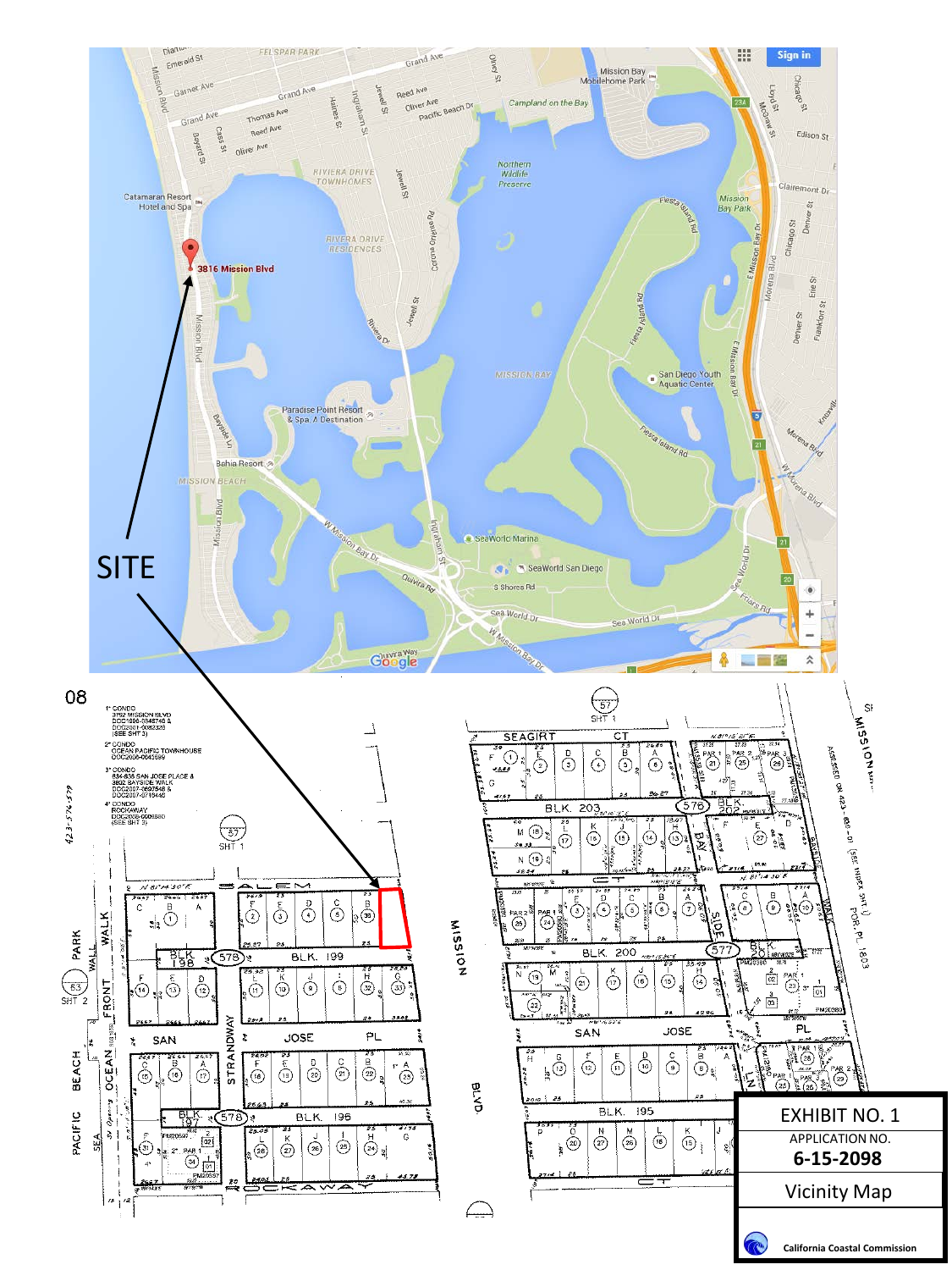SITE

08

1* CONDO
3752 MISSION BLVD
DOC1996-0548748 &
DOC2001-0082328
(SEE SHT 3)

2* CONDO
OCEAN PACIFIC TOWNHOUSE
DOC2006-0045689

3* CONDO
834-836 SAN JOSE PLACE &
3802 BAYSIDE WALK
DOC2007-0697548 &
DOC2007-0716446

4* CONDO
ROCKAWAY
DOC2008-0006580
(SEE SHT 3)

**EXHIBIT NO. 1**

APPLICATION NO.

**6-15-2098**

**Vicinity Map**

California Coastal Commission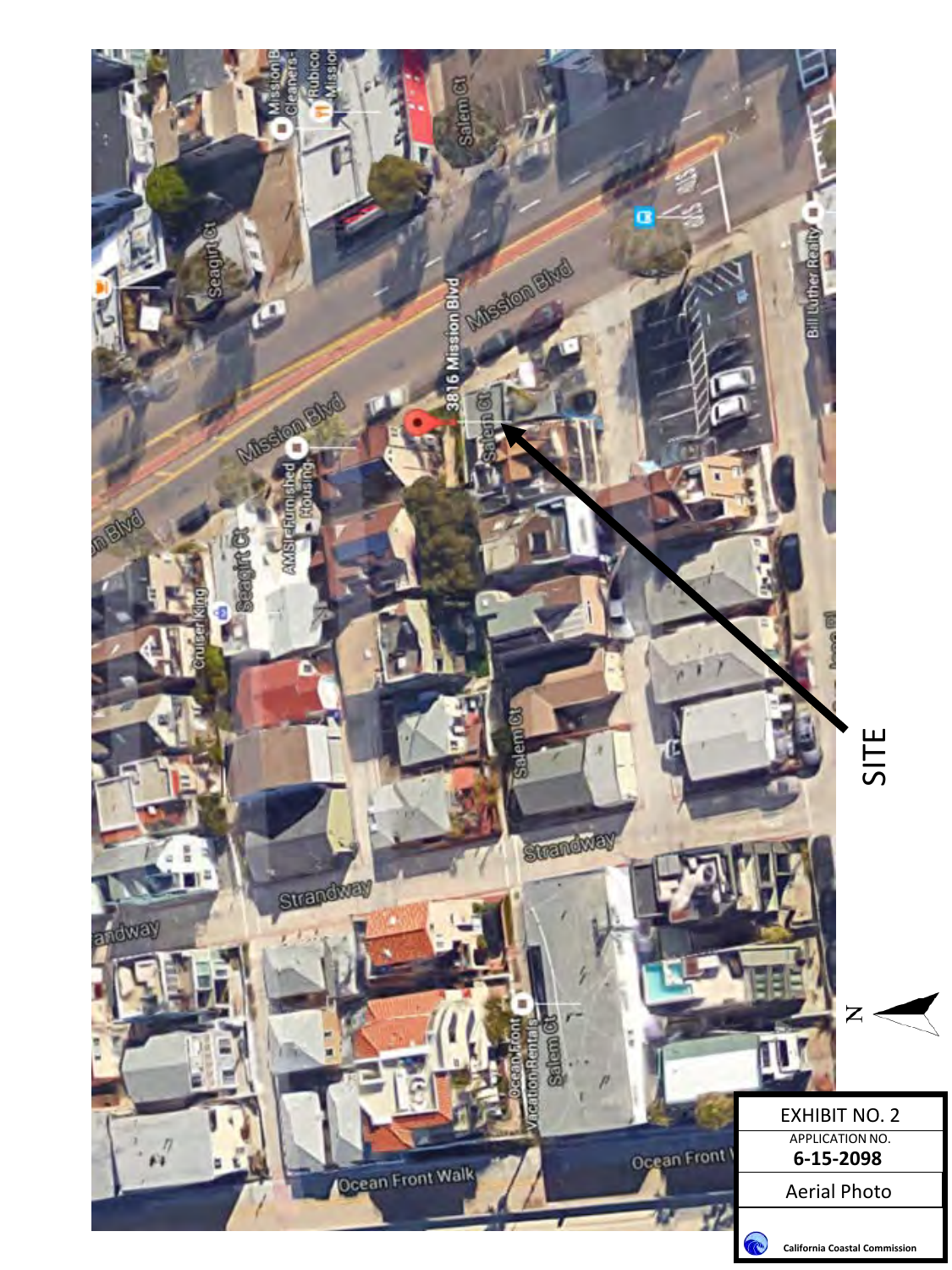SITE

N

| EXHIBIT NO. 2 |
| --- |
| APPLICATION NO. **6-15-2098** |
| Aerial Photo |
| California Coastal Commission |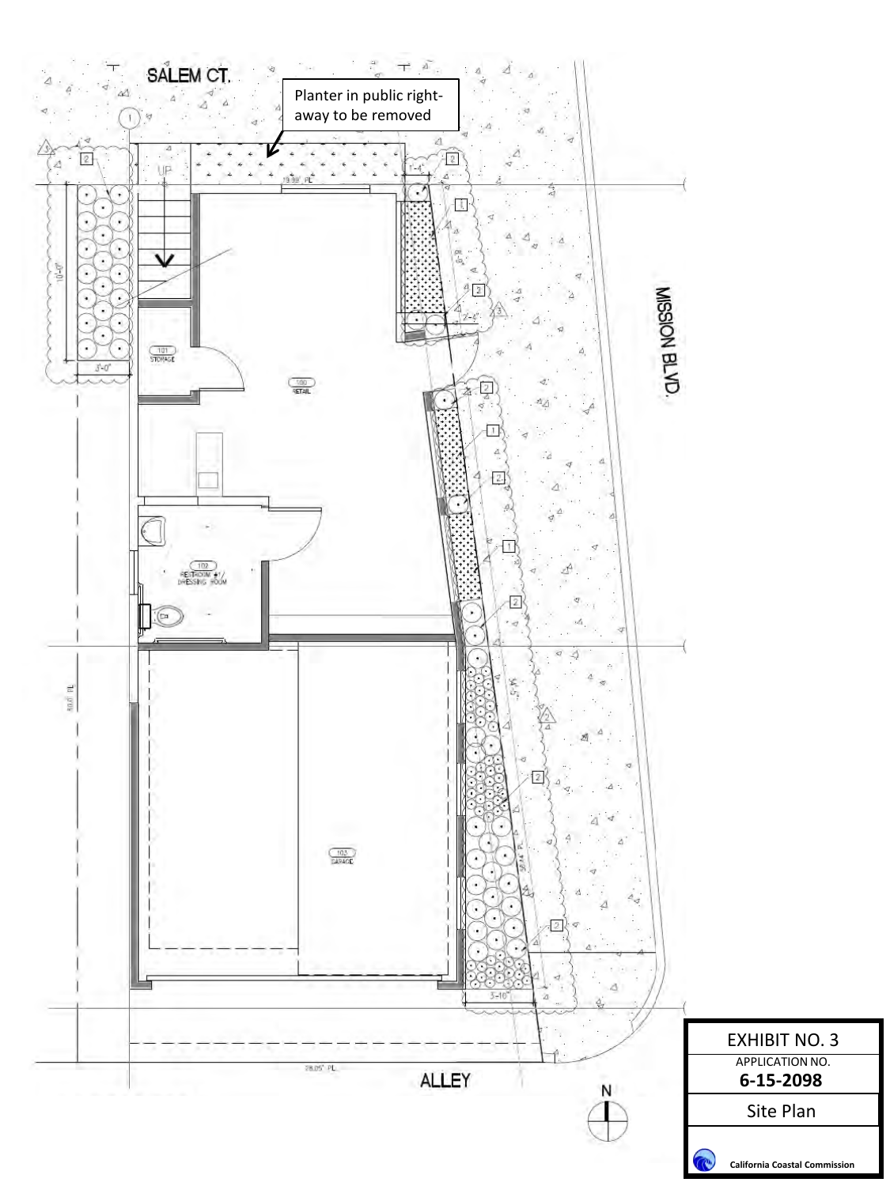SALEM CT.

Planter in public right-away to be removed

UP

101 STORAGE

100 RETAIL

102 RESTROOM #1/ DRESSING ROOM

103 GARAGE

MISSION BLVD.

ALLEY

N

10'-0"

3'-0"

1'-4"

3'-10"

2'-6"

13.89' PL

59.0' PL

28.05' PL

EXHIBIT NO. 3

APPLICATION NO.

**6-15-2098**

Site Plan

California Coastal Commission